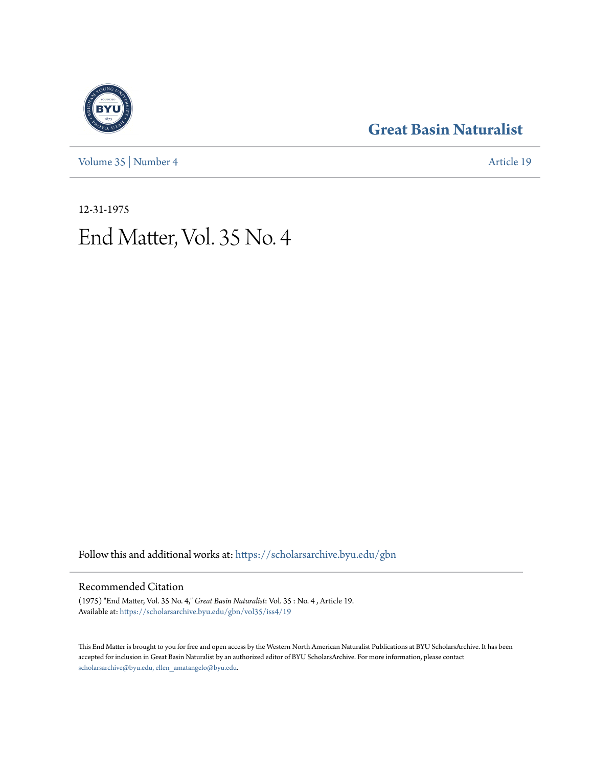# Great Basin Naturalist

Volume 35 | Number 4 — Article 19

12-31-1975

# End Matter, Vol. 35 No. 4

Follow this and additional works at: https://scholarsarchive.byu.edu/gbn

## Recommended Citation

(1975) "End Matter, Vol. 35 No. 4," *Great Basin Naturalist*: Vol. 35 : No. 4 , Article 19.
Available at: https://scholarsarchive.byu.edu/gbn/vol35/iss4/19

This End Matter is brought to you for free and open access by the Western North American Naturalist Publications at BYU ScholarsArchive. It has been accepted for inclusion in Great Basin Naturalist by an authorized editor of BYU ScholarsArchive. For more information, please contact scholarsarchive@byu.edu, ellen_amatangelo@byu.edu.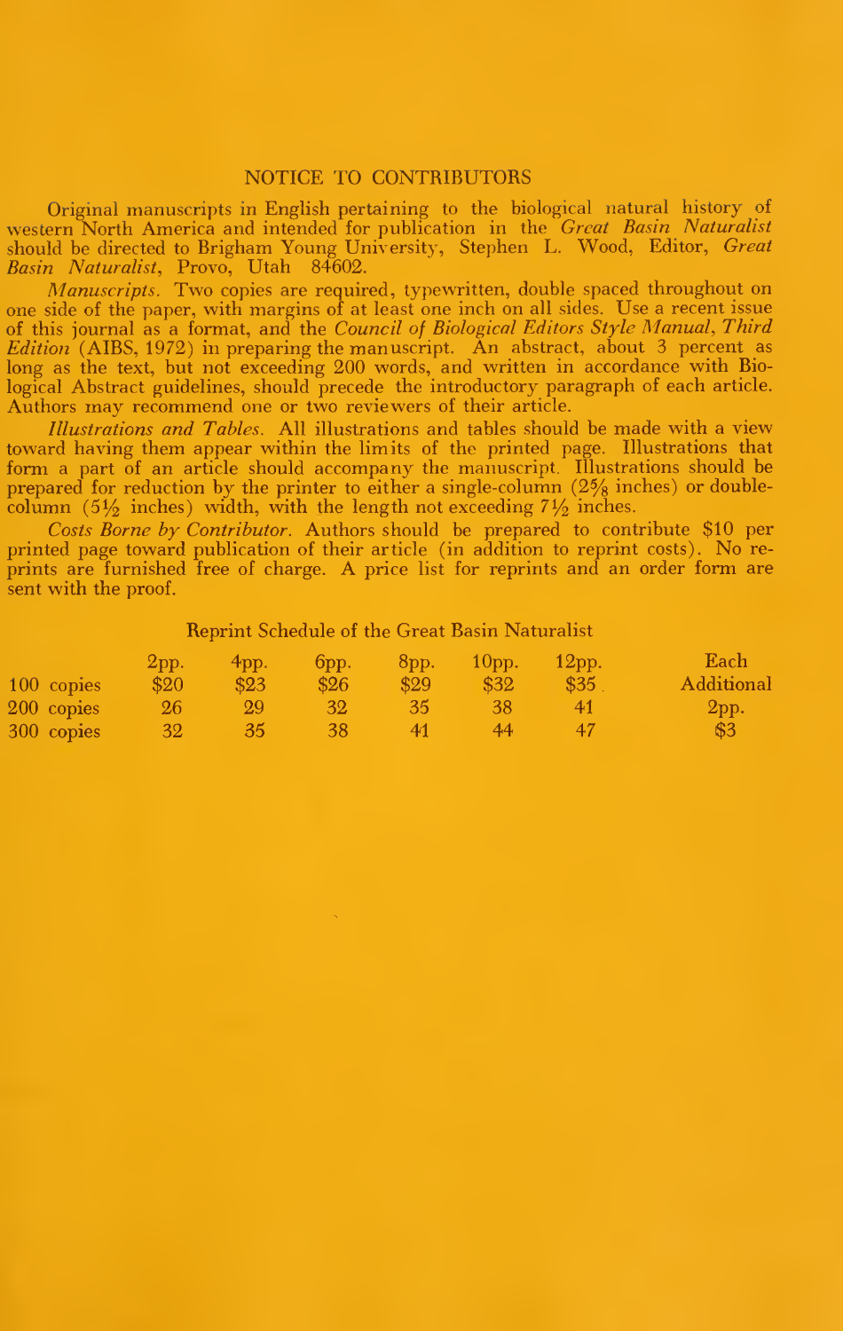## NOTICE TO CONTRIBUTORS

Original manuscripts in English pertaining to the biological natural history of western North America and intended for publication in the *Great Basin Naturalist* should be directed to Brigham Young University, Stephen L. Wood, Editor, *Great Basin Naturalist*, Provo, Utah 84602.

*Manuscripts.* Two copies are required, typewritten, double spaced throughout on one side of the paper, with margins of at least one inch on all sides. Use a recent issue of this journal as a format, and the *Council of Biological Editors Style Manual, Third Edition* (AIBS, 1972) in preparing the manuscript. An abstract, about 3 percent as long as the text, but not exceeding 200 words, and written in accordance with Biological Abstract guidelines, should precede the introductory paragraph of each article. Authors may recommend one or two reviewers of their article.

*Illustrations and Tables.* All illustrations and tables should be made with a view toward having them appear within the limits of the printed page. Illustrations that form a part of an article should accompany the manuscript. Illustrations should be prepared for reduction by the printer to either a single-column (2⅝ inches) or double-column (5½ inches) width, with the length not exceeding 7½ inches.

*Costs Borne by Contributor.* Authors should be prepared to contribute $10 per printed page toward publication of their article (in addition to reprint costs). No reprints are furnished free of charge. A price list for reprints and an order form are sent with the proof.

Reprint Schedule of the Great Basin Naturalist

| | 2pp. | 4pp. | 6pp. | 8pp. | 10pp. | 12pp. | Each Additional 2pp. |
|---|---|---|---|---|---|---|---|
| 100 copies | $20 | $23 | $26 | $29 | $32 | $35 | $3 |
| 200 copies | 26 | 29 | 32 | 35 | 38 | 41 | |
| 300 copies | 32 | 35 | 38 | 41 | 44 | 47 | |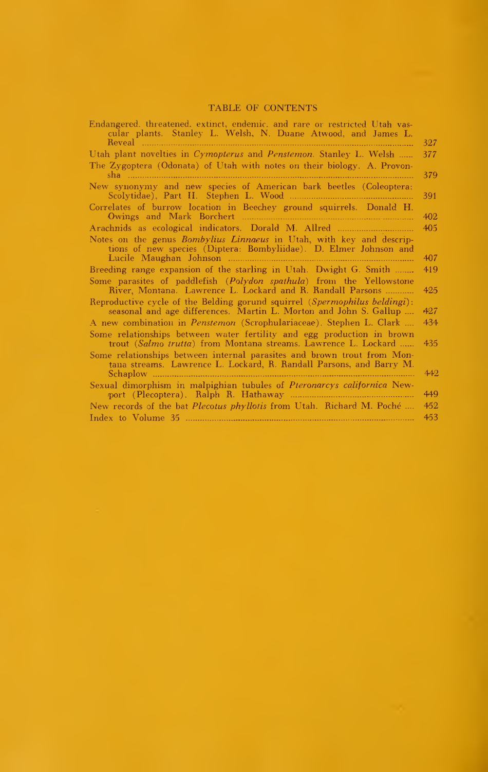## TABLE OF CONTENTS

| | |
|---|---|
| Endangered, threatened, extinct, endemic, and rare or restricted Utah vascular plants. Stanley L. Welsh, N. Duane Atwood, and James L. Reveal | 327 |
| Utah plant novelties in *Cymopterus* and *Penstemon*. Stanley L. Welsh | 377 |
| The Zygoptera (Odonata) of Utah with notes on their biology. A. Provonsha | 379 |
| New synonymy and new species of American bark beetles (Coleoptera: Scolytidae), Part II. Stephen L. Wood | 391 |
| Correlates of burrow location in Beechey ground squirrels. Donald H. Owings and Mark Borchert | 402 |
| Arachnids as ecological indicators. Dorald M. Allred | 405 |
| Notes on the genus *Bombylius Linnaeus* in Utah, with key and descriptions of new species (Diptera: Bombyliidae). D. Elmer Johnson and Lucile Maughan Johnson | 407 |
| Breeding range expansion of the starling in Utah. Dwight G. Smith | 419 |
| Some parasites of paddlefish (*Polydon spathula*) from the Yellowstone River, Montana. Lawrence L. Lockard and R. Randall Parsons | 425 |
| Reproductive cycle of the Belding gorund squirrel (*Spermophilus beldingi*): seasonal and age differences. Martin L. Morton and John S. Gallup | 427 |
| A new combination in *Penstemon* (Scrophulariaceae). Stephen L. Clark | 434 |
| Some relationships between water fertility and egg production in brown trout (*Salmo trutta*) from Montana streams. Lawrence L. Lockard | 435 |
| Some relationships between internal parasites and brown trout from Montana streams. Lawrence L. Lockard, R. Randall Parsons, and Barry M. Schaplow | 442 |
| Sexual dimorphism in malpighian tubules of *Pteronarcys californica* Newport (Plecoptera). Ralph R. Hathaway | 449 |
| New records of the bat *Plecotus phyllotis* from Utah. Richard M. Poché | 452 |
| Index to Volume 35 | 453 |